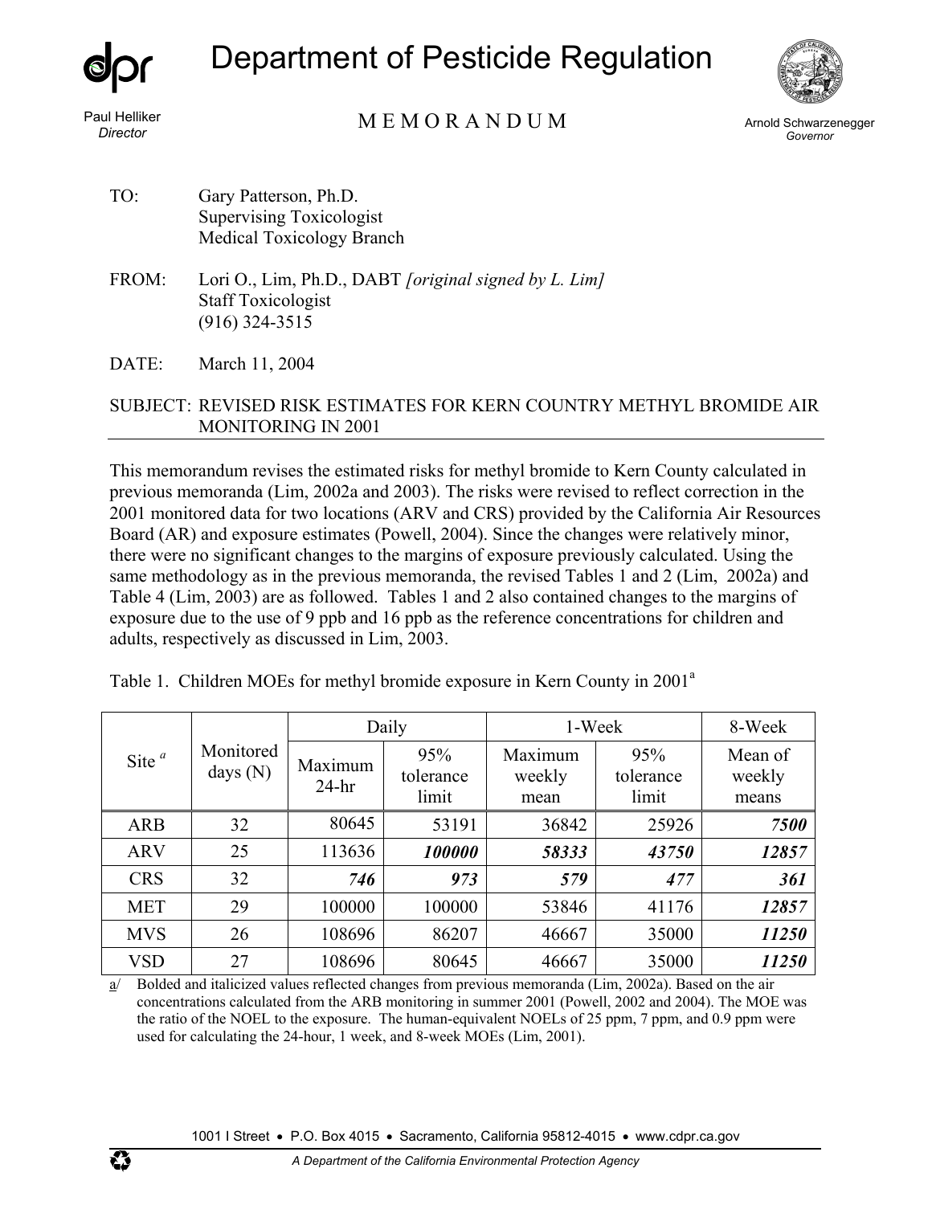# Department of Pesticide Regulation

Paul Helliker
*Director*

M E M O R A N D U M

Arnold Schwarzenegger
*Governor*

TO: Gary Patterson, Ph.D.
Supervising Toxicologist
Medical Toxicology Branch

FROM: Lori O., Lim, Ph.D., DABT *[original signed by L. Lim]*
Staff Toxicologist
(916) 324-3515

DATE: March 11, 2004

SUBJECT: REVISED RISK ESTIMATES FOR KERN COUNTRY METHYL BROMIDE AIR MONITORING IN 2001

This memorandum revises the estimated risks for methyl bromide to Kern County calculated in previous memoranda (Lim, 2002a and 2003). The risks were revised to reflect correction in the 2001 monitored data for two locations (ARV and CRS) provided by the California Air Resources Board (AR) and exposure estimates (Powell, 2004). Since the changes were relatively minor, there were no significant changes to the margins of exposure previously calculated. Using the same methodology as in the previous memoranda, the revised Tables 1 and 2 (Lim, 2002a) and Table 4 (Lim, 2003) are as followed. Tables 1 and 2 also contained changes to the margins of exposure due to the use of 9 ppb and 16 ppb as the reference concentrations for children and adults, respectively as discussed in Lim, 2003.

Table 1. Children MOEs for methyl bromide exposure in Kern County in 2001[a]

| Site *[a]* | Monitored days (N) | Daily | | 1-Week | | 8-Week |
|---|---|---|---|---|---|---|
| | | Maximum 24-hr | 95% tolerance limit | Maximum weekly mean | 95% tolerance limit | Mean of weekly means |
| ARB | 32 | 80645 | 53191 | 36842 | 25926 | ***7500*** |
| ARV | 25 | 113636 | ***100000*** | ***58333*** | ***43750*** | ***12857*** |
| CRS | 32 | ***746*** | ***973*** | ***579*** | ***477*** | ***361*** |
| MET | 29 | 100000 | 100000 | 53846 | 41176 | ***12857*** |
| MVS | 26 | 108696 | 86207 | 46667 | 35000 | ***11250*** |
| VSD | 27 | 108696 | 80645 | 46667 | 35000 | ***11250*** |

a/ Bolded and italicized values reflected changes from previous memoranda (Lim, 2002a). Based on the air concentrations calculated from the ARB monitoring in summer 2001 (Powell, 2002 and 2004). The MOE was the ratio of the NOEL to the exposure. The human-equivalent NOELs of 25 ppm, 7 ppm, and 0.9 ppm were used for calculating the 24-hour, 1 week, and 8-week MOEs (Lim, 2001).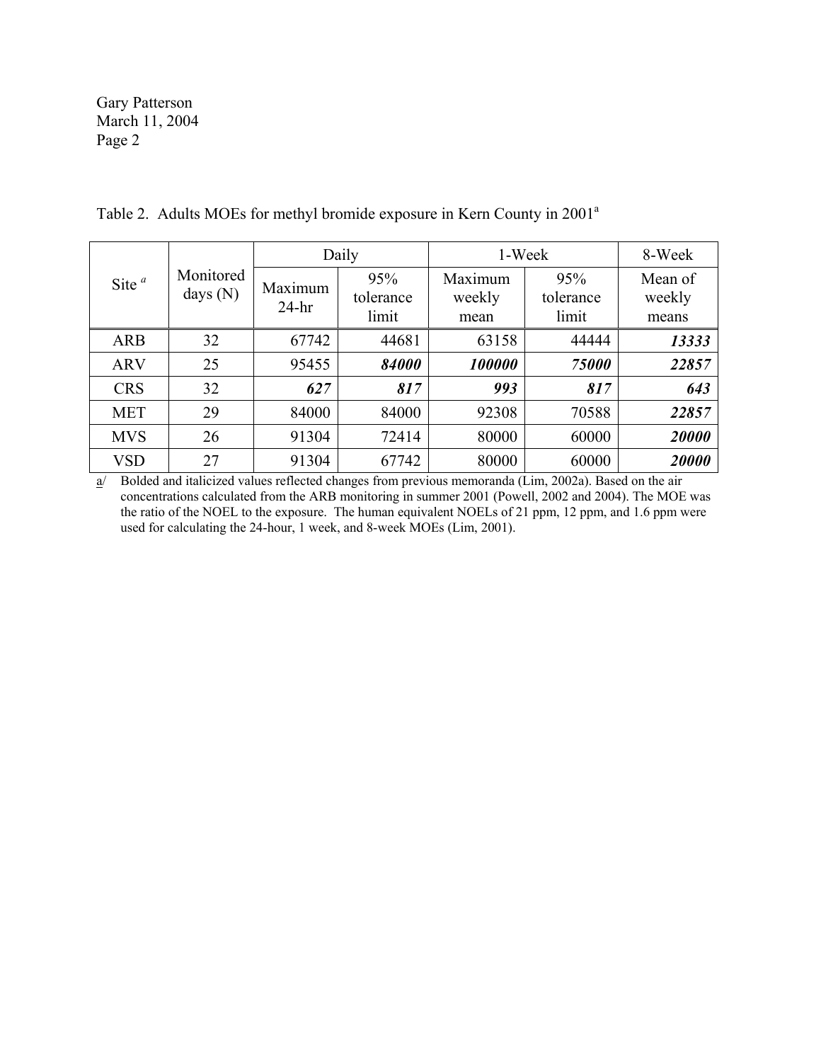Table 2. Adults MOEs for methyl bromide exposure in Kern County in 2001[a]

| Site [a] | Monitored days (N) | Daily | | 1-Week | | 8-Week |
|---|---|---|---|---|---|---|
| | | Maximum 24-hr | 95% tolerance limit | Maximum weekly mean | 95% tolerance limit | Mean of weekly means |
| ARB | 32 | 67742 | 44681 | 63158 | 44444 | ***13333*** |
| ARV | 25 | 95455 | ***84000*** | ***100000*** | ***75000*** | ***22857*** |
| CRS | 32 | ***627*** | ***817*** | ***993*** | ***817*** | ***643*** |
| MET | 29 | 84000 | 84000 | 92308 | 70588 | ***22857*** |
| MVS | 26 | 91304 | 72414 | 80000 | 60000 | ***20000*** |
| VSD | 27 | 91304 | 67742 | 80000 | 60000 | ***20000*** |

a/ Bolded and italicized values reflected changes from previous memoranda (Lim, 2002a). Based on the air concentrations calculated from the ARB monitoring in summer 2001 (Powell, 2002 and 2004). The MOE was the ratio of the NOEL to the exposure. The human equivalent NOELs of 21 ppm, 12 ppm, and 1.6 ppm were used for calculating the 24-hour, 1 week, and 8-week MOEs (Lim, 2001).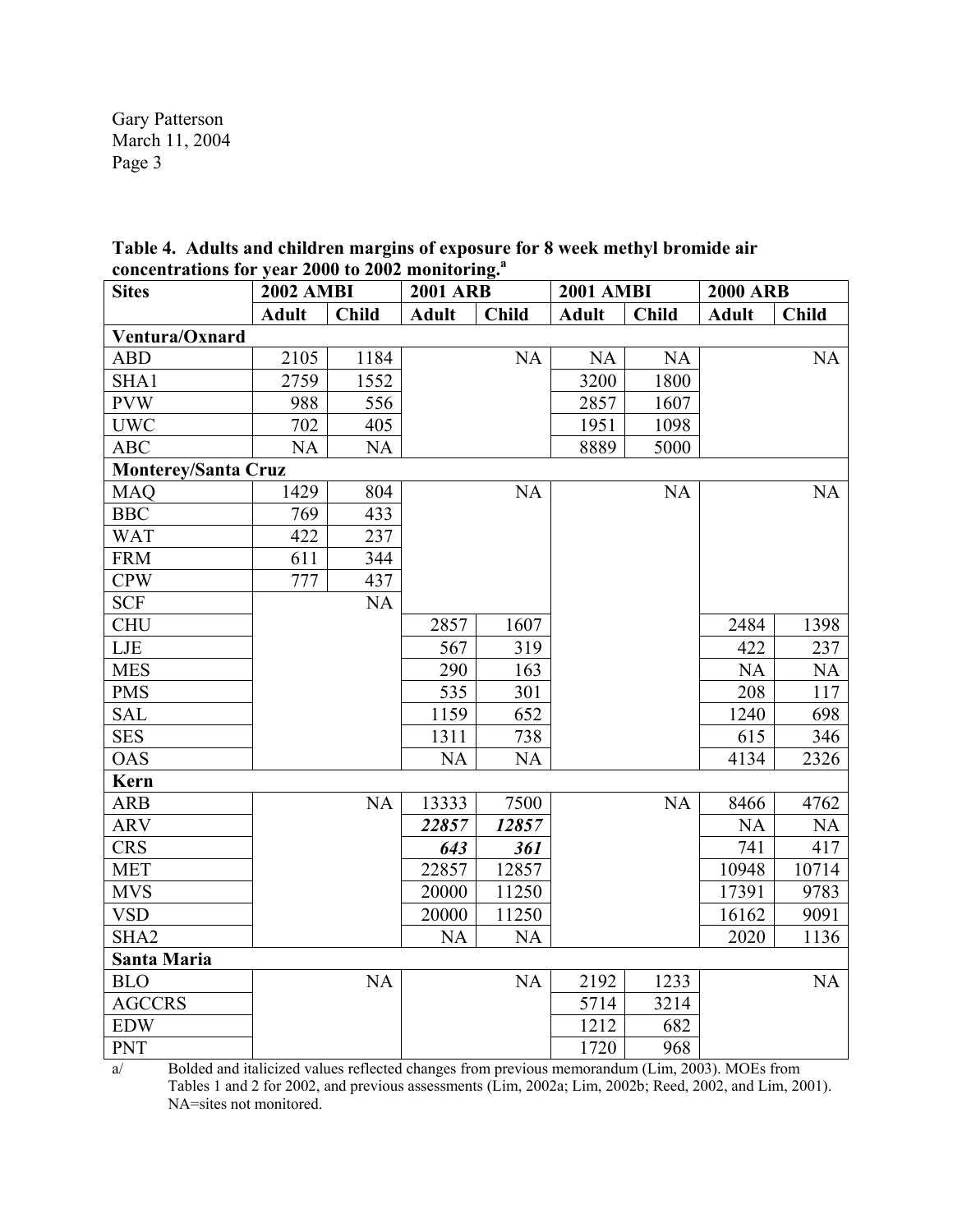**Table 4. Adults and children margins of exposure for 8 week methyl bromide air concentrations for year 2000 to 2002 monitoring.[a]**

| Sites | 2002 AMBI | | 2001 ARB | | 2001 AMBI | | 2000 ARB | |
|---|---|---|---|---|---|---|---|---|
| | Adult | Child | Adult | Child | Adult | Child | Adult | Child |
| **Ventura/Oxnard** | | | | | | | | |
| ABD | 2105 | 1184 | | NA | NA | NA | | NA |
| SHA1 | 2759 | 1552 | | | 3200 | 1800 | | |
| PVW | 988 | 556 | | | 2857 | 1607 | | |
| UWC | 702 | 405 | | | 1951 | 1098 | | |
| ABC | NA | NA | | | 8889 | 5000 | | |
| **Monterey/Santa Cruz** | | | | | | | | |
| MAQ | 1429 | 804 | | NA | | NA | | NA |
| BBC | 769 | 433 | | | | | | |
| WAT | 422 | 237 | | | | | | |
| FRM | 611 | 344 | | | | | | |
| CPW | 777 | 437 | | | | | | |
| SCF | | NA | | | | | | |
| CHU | | | 2857 | 1607 | | | 2484 | 1398 |
| LJE | | | 567 | 319 | | | 422 | 237 |
| MES | | | 290 | 163 | | | NA | NA |
| PMS | | | 535 | 301 | | | 208 | 117 |
| SAL | | | 1159 | 652 | | | 1240 | 698 |
| SES | | | 1311 | 738 | | | 615 | 346 |
| OAS | | | NA | NA | | | 4134 | 2326 |
| **Kern** | | | | | | | | |
| ARB | | NA | 13333 | 7500 | | NA | 8466 | 4762 |
| ARV | | | ***22857*** | ***12857*** | | | NA | NA |
| CRS | | | ***643*** | ***361*** | | | 741 | 417 |
| MET | | | 22857 | 12857 | | | 10948 | 10714 |
| MVS | | | 20000 | 11250 | | | 17391 | 9783 |
| VSD | | | 20000 | 11250 | | | 16162 | 9091 |
| SHA2 | | | NA | NA | | | 2020 | 1136 |
| **Santa Maria** | | | | | | | | |
| BLO | | NA | | NA | 2192 | 1233 | | NA |
| AGCCRS | | | | | 5714 | 3214 | | |
| EDW | | | | | 1212 | 682 | | |
| PNT | | | | | 1720 | 968 | | |

a/ Bolded and italicized values reflected changes from previous memorandum (Lim, 2003). MOEs from Tables 1 and 2 for 2002, and previous assessments (Lim, 2002a; Lim, 2002b; Reed, 2002, and Lim, 2001). NA=sites not monitored.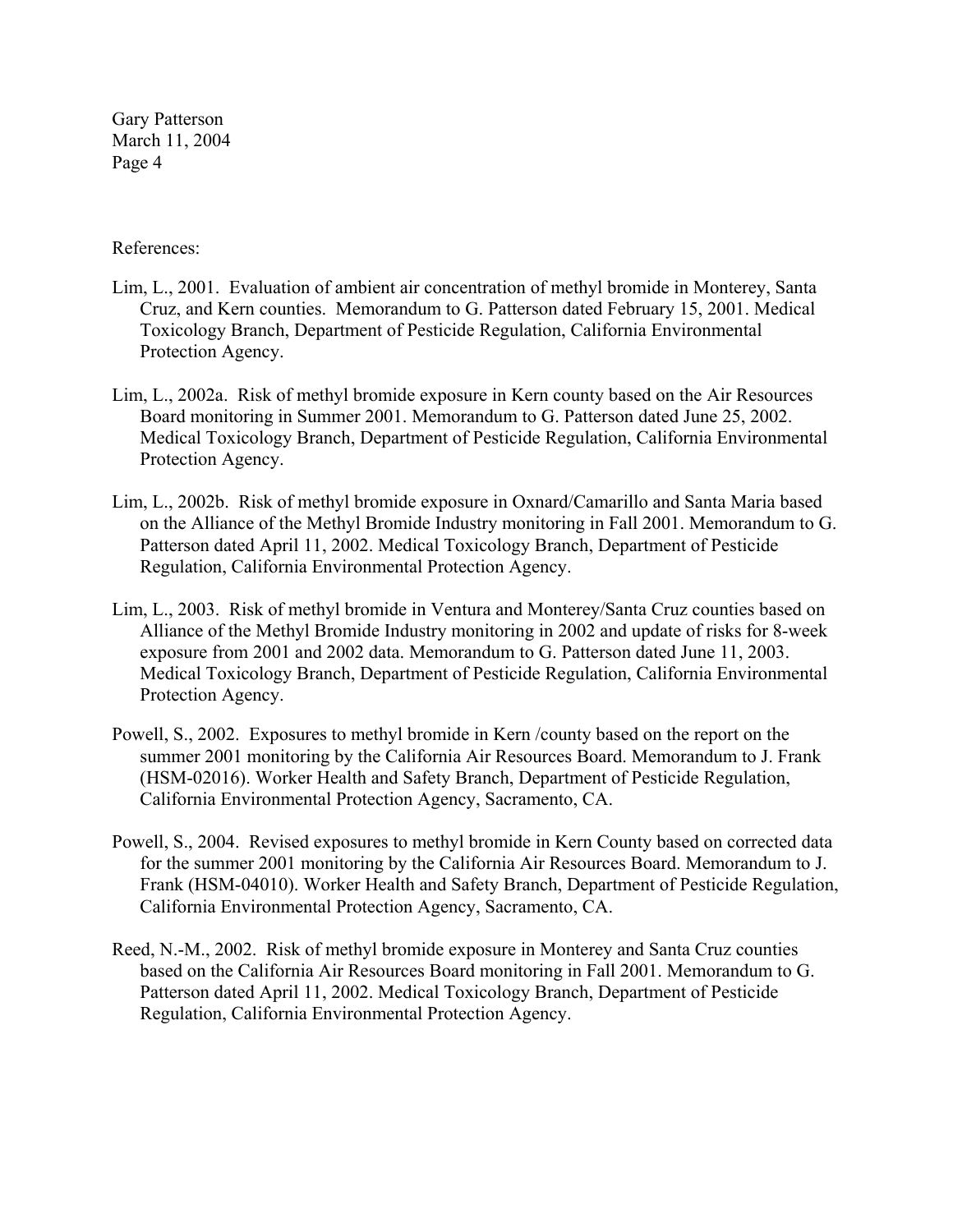References:

Lim, L., 2001. Evaluation of ambient air concentration of methyl bromide in Monterey, Santa Cruz, and Kern counties. Memorandum to G. Patterson dated February 15, 2001. Medical Toxicology Branch, Department of Pesticide Regulation, California Environmental Protection Agency.

Lim, L., 2002a. Risk of methyl bromide exposure in Kern county based on the Air Resources Board monitoring in Summer 2001. Memorandum to G. Patterson dated June 25, 2002. Medical Toxicology Branch, Department of Pesticide Regulation, California Environmental Protection Agency.

Lim, L., 2002b. Risk of methyl bromide exposure in Oxnard/Camarillo and Santa Maria based on the Alliance of the Methyl Bromide Industry monitoring in Fall 2001. Memorandum to G. Patterson dated April 11, 2002. Medical Toxicology Branch, Department of Pesticide Regulation, California Environmental Protection Agency.

Lim, L., 2003. Risk of methyl bromide in Ventura and Monterey/Santa Cruz counties based on Alliance of the Methyl Bromide Industry monitoring in 2002 and update of risks for 8-week exposure from 2001 and 2002 data. Memorandum to G. Patterson dated June 11, 2003. Medical Toxicology Branch, Department of Pesticide Regulation, California Environmental Protection Agency.

Powell, S., 2002. Exposures to methyl bromide in Kern /county based on the report on the summer 2001 monitoring by the California Air Resources Board. Memorandum to J. Frank (HSM-02016). Worker Health and Safety Branch, Department of Pesticide Regulation, California Environmental Protection Agency, Sacramento, CA.

Powell, S., 2004. Revised exposures to methyl bromide in Kern County based on corrected data for the summer 2001 monitoring by the California Air Resources Board. Memorandum to J. Frank (HSM-04010). Worker Health and Safety Branch, Department of Pesticide Regulation, California Environmental Protection Agency, Sacramento, CA.

Reed, N.-M., 2002. Risk of methyl bromide exposure in Monterey and Santa Cruz counties based on the California Air Resources Board monitoring in Fall 2001. Memorandum to G. Patterson dated April 11, 2002. Medical Toxicology Branch, Department of Pesticide Regulation, California Environmental Protection Agency.